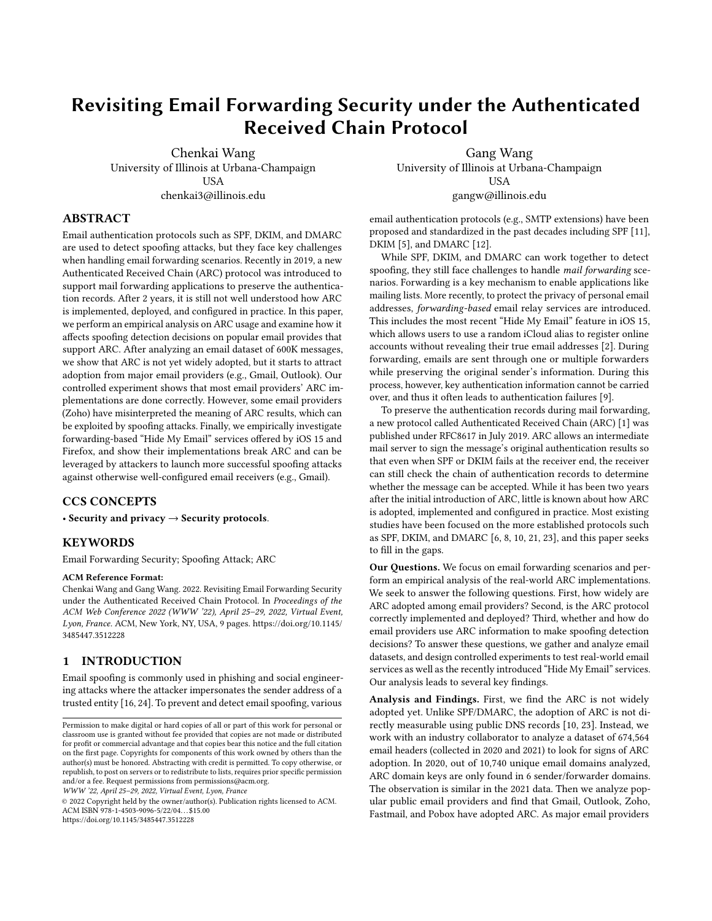# Revisiting Email Forwarding Security under the Authenticated Received Chain Protocol

Chenkai Wang
University of Illinois at Urbana-Champaign
USA
chenkai3@illinois.edu

Gang Wang
University of Illinois at Urbana-Champaign
USA
gangw@illinois.edu

## ABSTRACT

Email authentication protocols such as SPF, DKIM, and DMARC are used to detect spoofing attacks, but they face key challenges when handling email forwarding scenarios. Recently in 2019, a new Authenticated Received Chain (ARC) protocol was introduced to support mail forwarding applications to preserve the authentication records. After 2 years, it is still not well understood how ARC is implemented, deployed, and configured in practice. In this paper, we perform an empirical analysis on ARC usage and examine how it affects spoofing detection decisions on popular email provides that support ARC. After analyzing an email dataset of 600K messages, we show that ARC is not yet widely adopted, but it starts to attract adoption from major email providers (e.g., Gmail, Outlook). Our controlled experiment shows that most email providers' ARC implementations are done correctly. However, some email providers (Zoho) have misinterpreted the meaning of ARC results, which can be exploited by spoofing attacks. Finally, we empirically investigate forwarding-based "Hide My Email" services offered by iOS 15 and Firefox, and show their implementations break ARC and can be leveraged by attackers to launch more successful spoofing attacks against otherwise well-configured email receivers (e.g., Gmail).

## CCS CONCEPTS

• **Security and privacy** → **Security protocols**.

## KEYWORDS

Email Forwarding Security; Spoofing Attack; ARC

**ACM Reference Format:**
Chenkai Wang and Gang Wang. 2022. Revisiting Email Forwarding Security under the Authenticated Received Chain Protocol. In *Proceedings of the ACM Web Conference 2022 (WWW '22), April 25–29, 2022, Virtual Event, Lyon, France.* ACM, New York, NY, USA, 9 pages. https://doi.org/10.1145/3485447.3512228

Permission to make digital or hard copies of all or part of this work for personal or classroom use is granted without fee provided that copies are not made or distributed for profit or commercial advantage and that copies bear this notice and the full citation on the first page. Copyrights for components of this work owned by others than the author(s) must be honored. Abstracting with credit is permitted. To copy otherwise, or republish, to post on servers or to redistribute to lists, requires prior specific permission and/or a fee. Request permissions from permissions@acm.org.
*WWW '22, April 25–29, 2022, Virtual Event, Lyon, France*
© 2022 Copyright held by the owner/author(s). Publication rights licensed to ACM.
ACM ISBN 978-1-4503-9096-5/22/04…$15.00
https://doi.org/10.1145/3485447.3512228

## 1 INTRODUCTION

Email spoofing is commonly used in phishing and social engineering attacks where the attacker impersonates the sender address of a trusted entity [16, 24]. To prevent and detect email spoofing, various email authentication protocols (e.g., SMTP extensions) have been proposed and standardized in the past decades including SPF [11], DKIM [5], and DMARC [12].

While SPF, DKIM, and DMARC can work together to detect spoofing, they still face challenges to handle *mail forwarding* scenarios. Forwarding is a key mechanism to enable applications like mailing lists. More recently, to protect the privacy of personal email addresses, *forwarding-based* email relay services are introduced. This includes the most recent "Hide My Email" feature in iOS 15, which allows users to use a random iCloud alias to register online accounts without revealing their true email addresses [2]. During forwarding, emails are sent through one or multiple forwarders while preserving the original sender's information. During this process, however, key authentication information cannot be carried over, and thus it often leads to authentication failures [9].

To preserve the authentication records during mail forwarding, a new protocol called Authenticated Received Chain (ARC) [1] was published under RFC8617 in July 2019. ARC allows an intermediate mail server to sign the message's original authentication results so that even when SPF or DKIM fails at the receiver end, the receiver can still check the chain of authentication records to determine whether the message can be accepted. While it has been two years after the initial introduction of ARC, little is known about how ARC is adopted, implemented and configured in practice. Most existing studies have been focused on the more established protocols such as SPF, DKIM, and DMARC [6, 8, 10, 21, 23], and this paper seeks to fill in the gaps.

**Our Questions.** We focus on email forwarding scenarios and perform an empirical analysis of the real-world ARC implementations. We seek to answer the following questions. First, how widely are ARC adopted among email providers? Second, is the ARC protocol correctly implemented and deployed? Third, whether and how do email providers use ARC information to make spoofing detection decisions? To answer these questions, we gather and analyze email datasets, and design controlled experiments to test real-world email services as well as the recently introduced "Hide My Email" services. Our analysis leads to several key findings.

**Analysis and Findings.** First, we find the ARC is not widely adopted yet. Unlike SPF/DMARC, the adoption of ARC is not directly measurable using public DNS records [10, 23]. Instead, we work with an industry collaborator to analyze a dataset of 674,564 email headers (collected in 2020 and 2021) to look for signs of ARC adoption. In 2020, out of 10,740 unique email domains analyzed, ARC domain keys are only found in 6 sender/forwarder domains. The observation is similar in the 2021 data. Then we analyze popular public email providers and find that Gmail, Outlook, Zoho, Fastmail, and Pobox have adopted ARC. As major email providers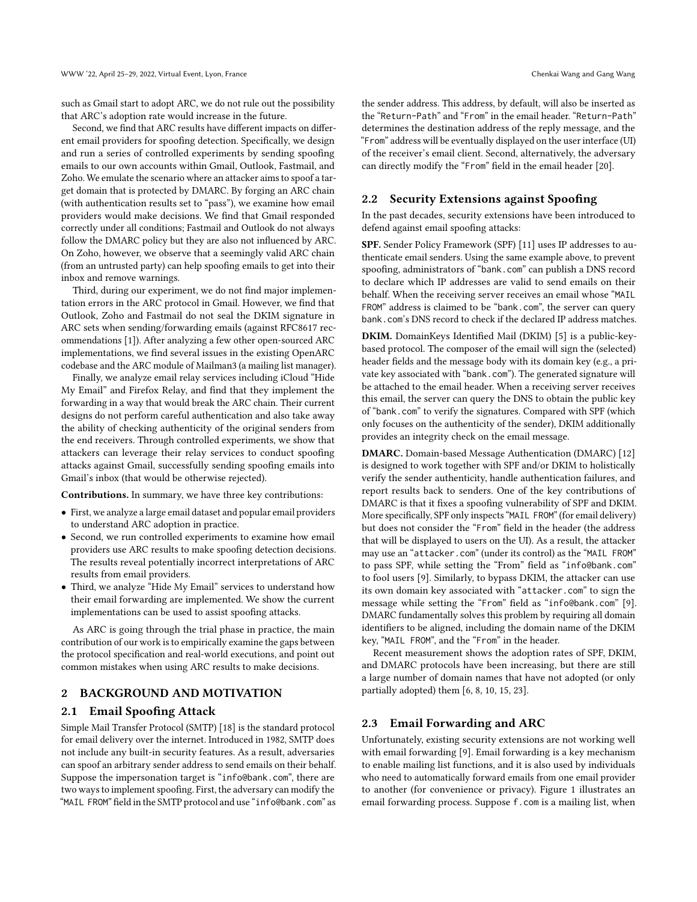such as Gmail start to adopt ARC, we do not rule out the possibility that ARC's adoption rate would increase in the future.

Second, we find that ARC results have different impacts on different email providers for spoofing detection. Specifically, we design and run a series of controlled experiments by sending spoofing emails to our own accounts within Gmail, Outlook, Fastmail, and Zoho. We emulate the scenario where an attacker aims to spoof a target domain that is protected by DMARC. By forging an ARC chain (with authentication results set to "pass"), we examine how email providers would make decisions. We find that Gmail responded correctly under all conditions; Fastmail and Outlook do not always follow the DMARC policy but they are also not influenced by ARC. On Zoho, however, we observe that a seemingly valid ARC chain (from an untrusted party) can help spoofing emails to get into their inbox and remove warnings.

Third, during our experiment, we do not find major implementation errors in the ARC protocol in Gmail. However, we find that Outlook, Zoho and Fastmail do not seal the DKIM signature in ARC sets when sending/forwarding emails (against RFC8617 recommendations [1]). After analyzing a few other open-sourced ARC implementations, we find several issues in the existing OpenARC codebase and the ARC module of Mailman3 (a mailing list manager).

Finally, we analyze email relay services including iCloud "Hide My Email" and Firefox Relay, and find that they implement the forwarding in a way that would break the ARC chain. Their current designs do not perform careful authentication and also take away the ability of checking authenticity of the original senders from the end receivers. Through controlled experiments, we show that attackers can leverage their relay services to conduct spoofing attacks against Gmail, successfully sending spoofing emails into Gmail's inbox (that would be otherwise rejected).

**Contributions.** In summary, we have three key contributions:

- First, we analyze a large email dataset and popular email providers to understand ARC adoption in practice.
- Second, we run controlled experiments to examine how email providers use ARC results to make spoofing detection decisions. The results reveal potentially incorrect interpretations of ARC results from email providers.
- Third, we analyze "Hide My Email" services to understand how their email forwarding are implemented. We show the current implementations can be used to assist spoofing attacks.

As ARC is going through the trial phase in practice, the main contribution of our work is to empirically examine the gaps between the protocol specification and real-world executions, and point out common mistakes when using ARC results to make decisions.

## 2 BACKGROUND AND MOTIVATION

### 2.1 Email Spoofing Attack

Simple Mail Transfer Protocol (SMTP) [18] is the standard protocol for email delivery over the internet. Introduced in 1982, SMTP does not include any built-in security features. As a result, adversaries can spoof an arbitrary sender address to send emails on their behalf. Suppose the impersonation target is "info@bank.com", there are two ways to implement spoofing. First, the adversary can modify the "MAIL FROM" field in the SMTP protocol and use "info@bank.com" as the sender address. This address, by default, will also be inserted as the "Return-Path" and "From" in the email header. "Return-Path" determines the destination address of the reply message, and the "From" address will be eventually displayed on the user interface (UI) of the receiver's email client. Second, alternatively, the adversary can directly modify the "From" field in the email header [20].

### 2.2 Security Extensions against Spoofing

In the past decades, security extensions have been introduced to defend against email spoofing attacks:

**SPF.** Sender Policy Framework (SPF) [11] uses IP addresses to authenticate email senders. Using the same example above, to prevent spoofing, administrators of "bank.com" can publish a DNS record to declare which IP addresses are valid to send emails on their behalf. When the receiving server receives an email whose "MAIL FROM" address is claimed to be "bank.com", the server can query bank.com's DNS record to check if the declared IP address matches.

**DKIM.** DomainKeys Identified Mail (DKIM) [5] is a public-key-based protocol. The composer of the email will sign the (selected) header fields and the message body with its domain key (e.g., a private key associated with "bank.com"). The generated signature will be attached to the email header. When a receiving server receives this email, the server can query the DNS to obtain the public key of "bank.com" to verify the signatures. Compared with SPF (which only focuses on the authenticity of the sender), DKIM additionally provides an integrity check on the email message.

**DMARC.** Domain-based Message Authentication (DMARC) [12] is designed to work together with SPF and/or DKIM to holistically verify the sender authenticity, handle authentication failures, and report results back to senders. One of the key contributions of DMARC is that it fixes a spoofing vulnerability of SPF and DKIM. More specifically, SPF only inspects "MAIL FROM" (for email delivery) but does not consider the "From" field in the header (the address that will be displayed to users on the UI). As a result, the attacker may use an "attacker.com" (under its control) as the "MAIL FROM" to pass SPF, while setting the "From" field as "info@bank.com" to fool users [9]. Similarly, to bypass DKIM, the attacker can use its own domain key associated with "attacker.com" to sign the message while setting the "From" field as "info@bank.com" [9]. DMARC fundamentally solves this problem by requiring all domain identifiers to be aligned, including the domain name of the DKIM key, "MAIL FROM", and the "From" in the header.

Recent measurement shows the adoption rates of SPF, DKIM, and DMARC protocols have been increasing, but there are still a large number of domain names that have not adopted (or only partially adopted) them [6, 8, 10, 15, 23].

### 2.3 Email Forwarding and ARC

Unfortunately, existing security extensions are not working well with email forwarding [9]. Email forwarding is a key mechanism to enable mailing list functions, and it is also used by individuals who need to automatically forward emails from one email provider to another (for convenience or privacy). Figure 1 illustrates an email forwarding process. Suppose f.com is a mailing list, when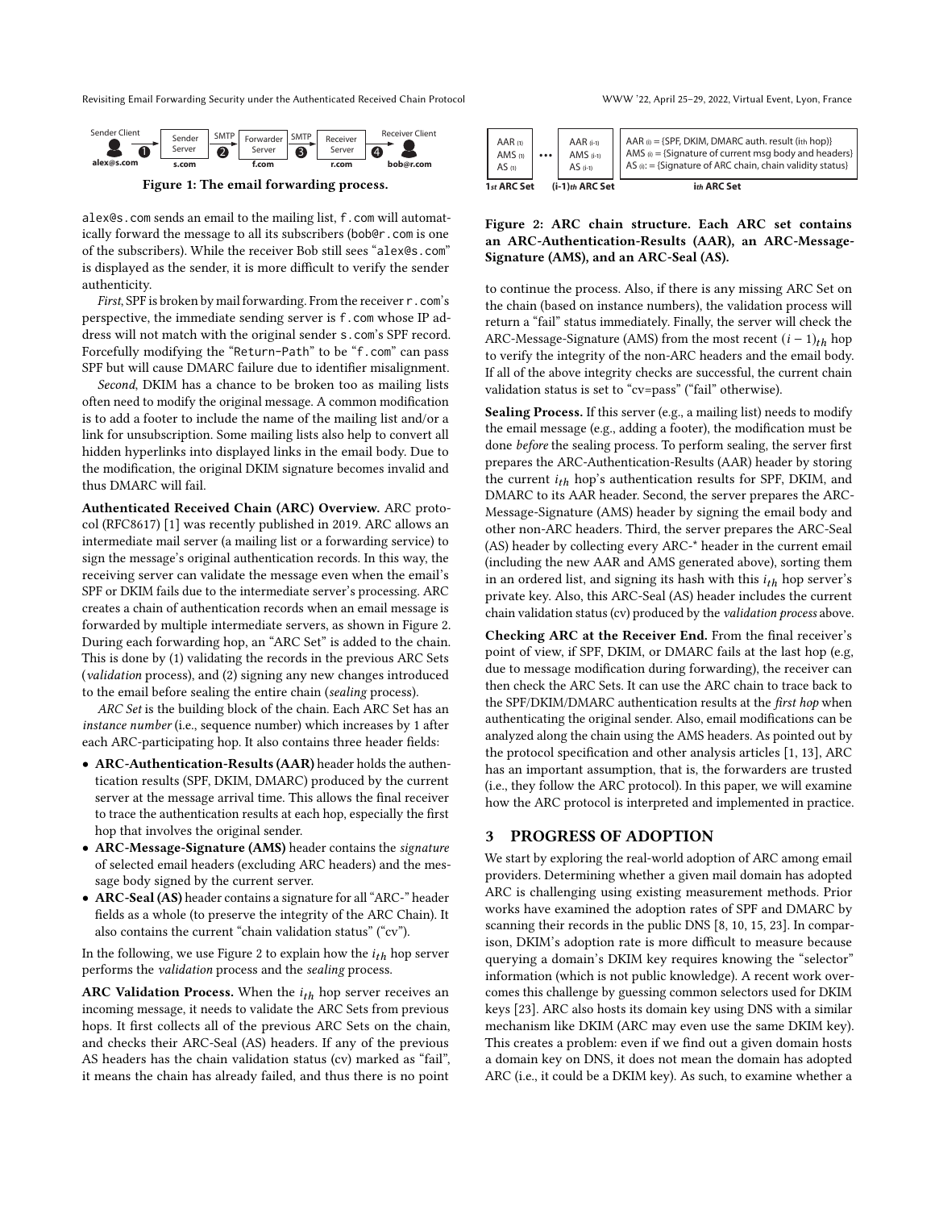Sender Client → Sender Server (s.com) → SMTP → Forwarder Server (f.com) → SMTP → Receiver Server (r.com) → Receiver Client

alex@s.com ❶ s.com ❷ f.com ❸ r.com ❹ bob@r.com

Figure 1: The email forwarding process.

alex@s.com sends an email to the mailing list, f.com will automatically forward the message to all its subscribers (bob@r.com is one of the subscribers). While the receiver Bob still sees "alex@s.com" is displayed as the sender, it is more difficult to verify the sender authenticity.

*First*, SPF is broken by mail forwarding. From the receiver r.com's perspective, the immediate sending server is f.com whose IP address will not match with the original sender s.com's SPF record. Forcefully modifying the "Return-Path" to be "f.com" can pass SPF but will cause DMARC failure due to identifier misalignment.

*Second*, DKIM has a chance to be broken too as mailing lists often need to modify the original message. A common modification is to add a footer to include the name of the mailing list and/or a link for unsubscription. Some mailing lists also help to convert all hidden hyperlinks into displayed links in the email body. Due to the modification, the original DKIM signature becomes invalid and thus DMARC will fail.

**Authenticated Received Chain (ARC) Overview.** ARC protocol (RFC8617) [1] was recently published in 2019. ARC allows an intermediate mail server (a mailing list or a forwarding service) to sign the message's original authentication records. In this way, the receiving server can validate the message even when the email's SPF or DKIM fails due to the intermediate server's processing. ARC creates a chain of authentication records when an email message is forwarded by multiple intermediate servers, as shown in Figure 2. During each forwarding hop, an "ARC Set" is added to the chain. This is done by (1) validating the records in the previous ARC Sets (*validation* process), and (2) signing any new changes introduced to the email before sealing the entire chain (*sealing* process).

*ARC Set* is the building block of the chain. Each ARC Set has an *instance number* (i.e., sequence number) which increases by 1 after each ARC-participating hop. It also contains three header fields:

- **ARC-Authentication-Results (AAR)** header holds the authentication results (SPF, DKIM, DMARC) produced by the current server at the message arrival time. This allows the final receiver to trace the authentication results at each hop, especially the first hop that involves the original sender.
- **ARC-Message-Signature (AMS)** header contains the *signature* of selected email headers (excluding ARC headers) and the message body signed by the current server.
- **ARC-Seal (AS)** header contains a signature for all "ARC-" header fields as a whole (to preserve the integrity of the ARC Chain). It also contains the current "chain validation status" ("cv").

In the following, we use Figure 2 to explain how the $i_{th}$ hop server performs the *validation* process and the *sealing* process.

**ARC Validation Process.** When the $i_{th}$ hop server receives an incoming message, it needs to validate the ARC Sets from previous hops. It first collects all of the previous ARC Sets on the chain, and checks their ARC-Seal (AS) headers. If any of the previous AS headers has the chain validation status (cv) marked as "fail", it means the chain has already failed, and thus there is no point to continue the process. Also, if there is any missing ARC Set on the chain (based on instance numbers), the validation process will return a "fail" status immediately. Finally, the server will check the ARC-Message-Signature (AMS) from the most recent $(i-1)_{th}$ hop to verify the integrity of the non-ARC headers and the email body. If all of the above integrity checks are successful, the current chain validation status is set to "cv=pass" ("fail" otherwise).

| 1st ARC Set | ... | (i-1)th ARC Set | ith ARC Set |
|---|---|---|---|
| AAR (1) | | AAR (i-1) | AAR (i) = {SPF, DKIM, DMARC auth. result (ith hop)} |
| AMS (1) | ... | AMS (i-1) | AMS (i) = {Signature of current msg body and headers} |
| AS (1) | | AS (i-1) | AS (i): = {Signature of ARC chain, chain validity status} |

Figure 2: ARC chain structure. Each ARC set contains an ARC-Authentication-Results (AAR), an ARC-Message-Signature (AMS), and an ARC-Seal (AS).

**Sealing Process.** If this server (e.g., a mailing list) needs to modify the email message (e.g., adding a footer), the modification must be done *before* the sealing process. To perform sealing, the server first prepares the ARC-Authentication-Results (AAR) header by storing the current $i_{th}$ hop's authentication results for SPF, DKIM, and DMARC to its AAR header. Second, the server prepares the ARC-Message-Signature (AMS) header by signing the email body and other non-ARC headers. Third, the server prepares the ARC-Seal (AS) header by collecting every ARC-* header in the current email (including the new AAR and AMS generated above), sorting them in an ordered list, and signing its hash with this $i_{th}$ hop server's private key. Also, this ARC-Seal (AS) header includes the current chain validation status (cv) produced by the *validation process* above.

**Checking ARC at the Receiver End.** From the final receiver's point of view, if SPF, DKIM, or DMARC fails at the last hop (e.g, due to message modification during forwarding), the receiver can then check the ARC Sets. It can use the ARC chain to trace back to the SPF/DKIM/DMARC authentication results at the *first hop* when authenticating the original sender. Also, email modifications can be analyzed along the chain using the AMS headers. As pointed out by the protocol specification and other analysis articles [1, 13], ARC has an important assumption, that is, the forwarders are trusted (i.e., they follow the ARC protocol). In this paper, we will examine how the ARC protocol is interpreted and implemented in practice.

## 3 PROGRESS OF ADOPTION

We start by exploring the real-world adoption of ARC among email providers. Determining whether a given mail domain has adopted ARC is challenging using existing measurement methods. Prior works have examined the adoption rates of SPF and DMARC by scanning their records in the public DNS [8, 10, 15, 23]. In comparison, DKIM's adoption rate is more difficult to measure because querying a domain's DKIM key requires knowing the "selector" information (which is not public knowledge). A recent work overcomes this challenge by guessing common selectors used for DKIM keys [23]. ARC also hosts its domain key using DNS with a similar mechanism like DKIM (ARC may even use the same DKIM key). This creates a problem: even if we find out a given domain hosts a domain key on DNS, it does not mean the domain has adopted ARC (i.e., it could be a DKIM key). As such, to examine whether a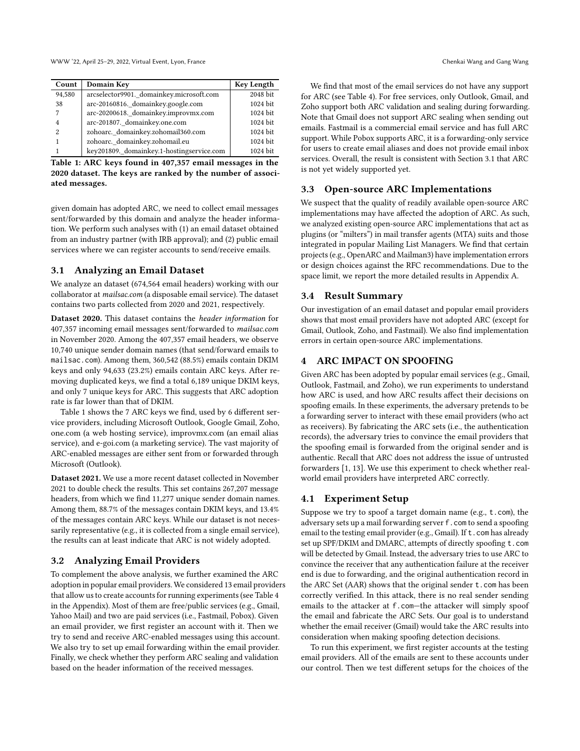| Count | Domain Key | Key Length |
|---|---|---|
| 94,580 | arcselector9901._domainkey.microsoft.com | 2048 bit |
| 38 | arc-20160816._domainkey.google.com | 1024 bit |
| 7 | arc-20200618._domainkey.improvmx.com | 1024 bit |
| 4 | arc-201807._domainkey.one.com | 1024 bit |
| 2 | zohoarc._domainkey.zohomail360.com | 1024 bit |
| 1 | zohoarc._domainkey.zohomail.eu | 1024 bit |
| 1 | key201809._domainkey.1-hostingservice.com | 1024 bit |

**Table 1: ARC keys found in 407,357 email messages in the 2020 dataset. The keys are ranked by the number of associated messages.**

given domain has adopted ARC, we need to collect email messages sent/forwarded by this domain and analyze the header information. We perform such analyses with (1) an email dataset obtained from an industry partner (with IRB approval); and (2) public email services where we can register accounts to send/receive emails.

## 3.1 Analyzing an Email Dataset

We analyze an dataset (674,564 email headers) working with our collaborator at *mailsac.com* (a disposable email service). The dataset contains two parts collected from 2020 and 2021, respectively.

**Dataset 2020.** This dataset contains the *header information* for 407,357 incoming email messages sent/forwarded to *mailsac.com* in November 2020. Among the 407,357 email headers, we observe 10,740 unique sender domain names (that send/forward emails to `mailsac.com`). Among them, 360,542 (88.5%) emails contain DKIM keys and only 94,633 (23.2%) emails contain ARC keys. After removing duplicated keys, we find a total 6,189 unique DKIM keys, and only 7 unique keys for ARC. This suggests that ARC adoption rate is far lower than that of DKIM.

Table 1 shows the 7 ARC keys we find, used by 6 different service providers, including Microsoft Outlook, Google Gmail, Zoho, one.com (a web hosting service), improvmx.com (an email alias service), and e-goi.com (a marketing service). The vast majority of ARC-enabled messages are either sent from or forwarded through Microsoft (Outlook).

**Dataset 2021.** We use a more recent dataset collected in November 2021 to double check the results. This set contains 267,207 message headers, from which we find 11,277 unique sender domain names. Among them, 88.7% of the messages contain DKIM keys, and 13.4% of the messages contain ARC keys. While our dataset is not necessarily representative (e.g., it is collected from a single email service), the results can at least indicate that ARC is not widely adopted.

## 3.2 Analyzing Email Providers

To complement the above analysis, we further examined the ARC adoption in popular email providers. We considered 13 email providers that allow us to create accounts for running experiments (see Table 4 in the Appendix). Most of them are free/public services (e.g., Gmail, Yahoo Mail) and two are paid services (i.e., Fastmail, Pobox). Given an email provider, we first register an account with it. Then we try to send and receive ARC-enabled messages using this account. We also try to set up email forwarding within the email provider. Finally, we check whether they perform ARC sealing and validation based on the header information of the received messages.

We find that most of the email services do not have any support for ARC (see Table 4). For free services, only Outlook, Gmail, and Zoho support both ARC validation and sealing during forwarding. Note that Gmail does not support ARC sealing when sending out emails. Fastmail is a commercial email service and has full ARC support. While Pobox supports ARC, it is a forwarding-only service for users to create email aliases and does not provide email inbox services. Overall, the result is consistent with Section 3.1 that ARC is not yet widely supported yet.

## 3.3 Open-source ARC Implementations

We suspect that the quality of readily available open-source ARC implementations may have affected the adoption of ARC. As such, we analyzed existing open-source ARC implementations that act as plugins (or "milters") in mail transfer agents (MTA) suits and those integrated in popular Mailing List Managers. We find that certain projects (e.g., OpenARC and Mailman3) have implementation errors or design choices against the RFC recommendations. Due to the space limit, we report the more detailed results in Appendix A.

## 3.4 Result Summary

Our investigation of an email dataset and popular email providers shows that most email providers have not adopted ARC (except for Gmail, Outlook, Zoho, and Fastmail). We also find implementation errors in certain open-source ARC implementations.

# 4 ARC IMPACT ON SPOOFING

Given ARC has been adopted by popular email services (e.g., Gmail, Outlook, Fastmail, and Zoho), we run experiments to understand how ARC is used, and how ARC results affect their decisions on spoofing emails. In these experiments, the adversary pretends to be a forwarding server to interact with these email providers (who act as receivers). By fabricating the ARC sets (i.e., the authentication records), the adversary tries to convince the email providers that the spoofing email is forwarded from the original sender and is authentic. Recall that ARC does not address the issue of untrusted forwarders [1, 13]. We use this experiment to check whether real-world email providers have interpreted ARC correctly.

## 4.1 Experiment Setup

Suppose we try to spoof a target domain name (e.g., `t.com`), the adversary sets up a mail forwarding server `f.com` to send a spoofing email to the testing email provider (e.g., Gmail). If `t.com` has already set up SPF/DKIM and DMARC, attempts of directly spoofing `t.com` will be detected by Gmail. Instead, the adversary tries to use ARC to convince the receiver that any authentication failure at the receiver end is due to forwarding, and the original authentication record in the ARC Set (AAR) shows that the original sender `t.com` has been correctly verified. In this attack, there is no real sender sending emails to the attacker at `f.com`—the attacker will simply spoof the email and fabricate the ARC Sets. Our goal is to understand whether the email receiver (Gmail) would take the ARC results into consideration when making spoofing detection decisions.

To run this experiment, we first register accounts at the testing email providers. All of the emails are sent to these accounts under our control. Then we test different setups for the choices of the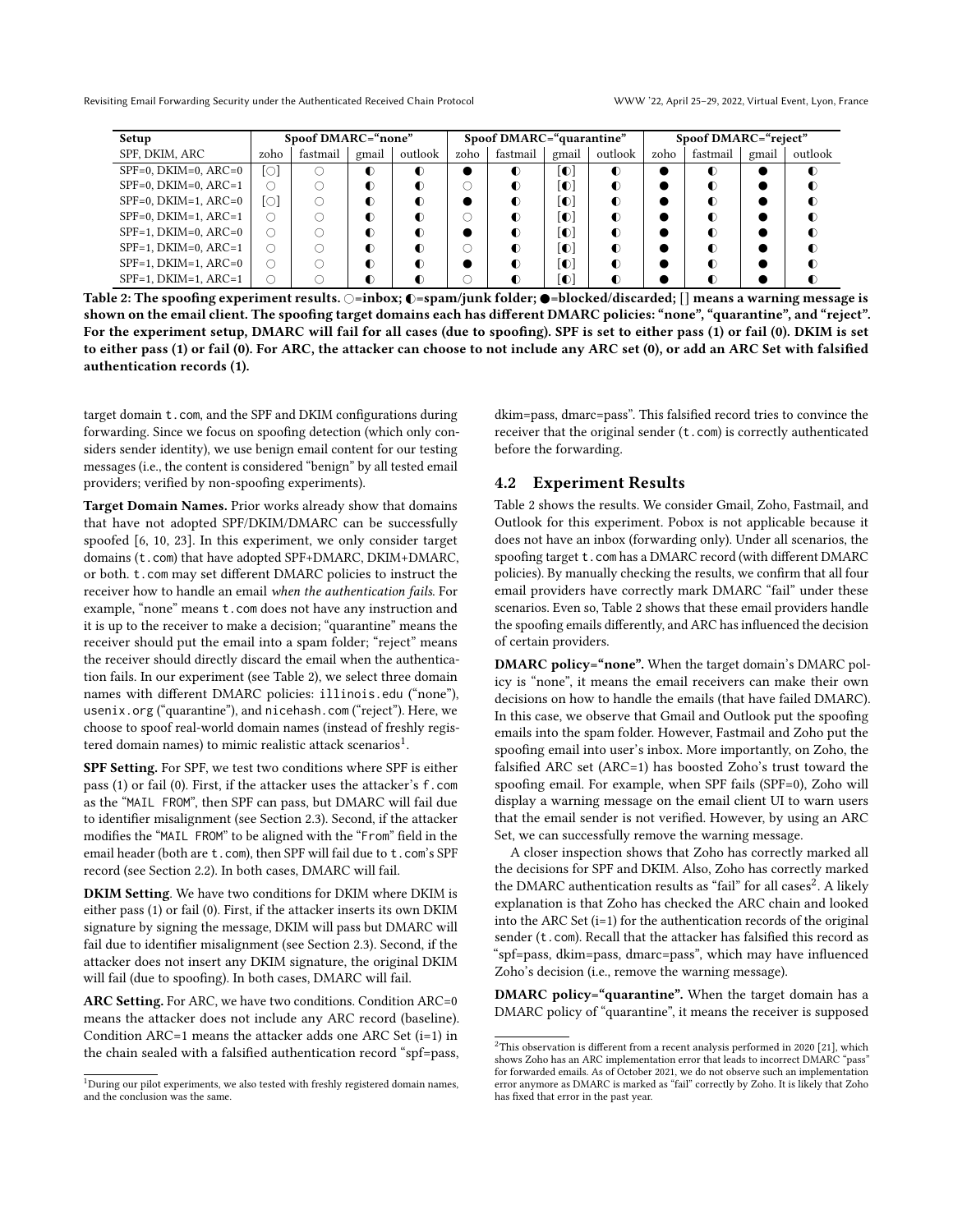| Setup | Spoof DMARC="none" | | | | Spoof DMARC="quarantine" | | | | Spoof DMARC="reject" | | | |
|---|---|---|---|---|---|---|---|---|---|---|---|---|
| SPF, DKIM, ARC | zoho | fastmail | gmail | outlook | zoho | fastmail | gmail | outlook | zoho | fastmail | gmail | outlook |
| SPF=0, DKIM=0, ARC=0 | [○] | ○ | ◐ | ◐ | ● | ◐ | [◐] | ◐ | ● | ◐ | ● | ◐ |
| SPF=0, DKIM=0, ARC=1 | ○ | ○ | ◐ | ◐ | ○ | ◐ | [◐] | ◐ | ● | ◐ | ● | ◐ |
| SPF=0, DKIM=1, ARC=0 | [○] | ○ | ◐ | ◐ | ● | ◐ | [◐] | ◐ | ● | ◐ | ● | ◐ |
| SPF=0, DKIM=1, ARC=1 | ○ | ○ | ◐ | ◐ | ○ | ◐ | [◐] | ◐ | ● | ◐ | ● | ◐ |
| SPF=1, DKIM=0, ARC=0 | ○ | ○ | ◐ | ◐ | ● | ◐ | [◐] | ◐ | ● | ◐ | ● | ◐ |
| SPF=1, DKIM=0, ARC=1 | ○ | ○ | ◐ | ◐ | ○ | ◐ | [◐] | ◐ | ● | ◐ | ● | ◐ |
| SPF=1, DKIM=1, ARC=0 | ○ | ○ | ◐ | ◐ | ● | ◐ | [◐] | ◐ | ● | ◐ | ● | ◐ |
| SPF=1, DKIM=1, ARC=1 | ○ | ○ | ◐ | ◐ | ○ | ◐ | [◐] | ◐ | ● | ◐ | ● | ◐ |

**Table 2: The spoofing experiment results. ○=inbox; ◐=spam/junk folder; ●=blocked/discarded; [] means a warning message is shown on the email client. The spoofing target domains each has different DMARC policies: "none", "quarantine", and "reject". For the experiment setup, DMARC will fail for all cases (due to spoofing). SPF is set to either pass (1) or fail (0). DKIM is set to either pass (1) or fail (0). For ARC, the attacker can choose to not include any ARC set (0), or add an ARC Set with falsified authentication records (1).**

target domain `t.com`, and the SPF and DKIM configurations during forwarding. Since we focus on spoofing detection (which only considers sender identity), we use benign email content for our testing messages (i.e., the content is considered "benign" by all tested email providers; verified by non-spoofing experiments).

**Target Domain Names.** Prior works already show that domains that have not adopted SPF/DKIM/DMARC can be successfully spoofed [6, 10, 23]. In this experiment, we only consider target domains (`t.com`) that have adopted SPF+DMARC, DKIM+DMARC, or both. `t.com` may set different DMARC policies to instruct the receiver how to handle an email *when the authentication fails*. For example, "none" means `t.com` does not have any instruction and it is up to the receiver to make a decision; "quarantine" means the receiver should put the email into a spam folder; "reject" means the receiver should directly discard the email when the authentication fails. In our experiment (see Table 2), we select three domain names with different DMARC policies: `illinois.edu` ("none"), `usenix.org` ("quarantine"), and `nicehash.com` ("reject"). Here, we choose to spoof real-world domain names (instead of freshly registered domain names) to mimic realistic attack scenarios[1].

**SPF Setting.** For SPF, we test two conditions where SPF is either pass (1) or fail (0). First, if the attacker uses the attacker's `f.com` as the "`MAIL FROM`", then SPF can pass, but DMARC will fail due to identifier misalignment (see Section 2.3). Second, if the attacker modifies the "`MAIL FROM`" to be aligned with the "`From`" field in the email header (both are `t.com`), then SPF will fail due to `t.com`'s SPF record (see Section 2.2). In both cases, DMARC will fail.

**DKIM Setting**. We have two conditions for DKIM where DKIM is either pass (1) or fail (0). First, if the attacker inserts its own DKIM signature by signing the message, DKIM will pass but DMARC will fail due to identifier misalignment (see Section 2.3). Second, if the attacker does not insert any DKIM signature, the original DKIM will fail (due to spoofing). In both cases, DMARC will fail.

**ARC Setting.** For ARC, we have two conditions. Condition ARC=0 means the attacker does not include any ARC record (baseline). Condition ARC=1 means the attacker adds one ARC Set (i=1) in the chain sealed with a falsified authentication record "spf=pass, dkim=pass, dmarc=pass". This falsified record tries to convince the receiver that the original sender (`t.com`) is correctly authenticated before the forwarding.

[1]During our pilot experiments, we also tested with freshly registered domain names, and the conclusion was the same.

## 4.2 Experiment Results

Table 2 shows the results. We consider Gmail, Zoho, Fastmail, and Outlook for this experiment. Pobox is not applicable because it does not have an inbox (forwarding only). Under all scenarios, the spoofing target `t.com` has a DMARC record (with different DMARC policies). By manually checking the results, we confirm that all four email providers have correctly mark DMARC "fail" under these scenarios. Even so, Table 2 shows that these email providers handle the spoofing emails differently, and ARC has influenced the decision of certain providers.

**DMARC policy="none".** When the target domain's DMARC policy is "none", it means the email receivers can make their own decisions on how to handle the emails (that have failed DMARC). In this case, we observe that Gmail and Outlook put the spoofing emails into the spam folder. However, Fastmail and Zoho put the spoofing email into user's inbox. More importantly, on Zoho, the falsified ARC set (ARC=1) has boosted Zoho's trust toward the spoofing email. For example, when SPF fails (SPF=0), Zoho will display a warning message on the email client UI to warn users that the email sender is not verified. However, by using an ARC Set, we can successfully remove the warning message.

A closer inspection shows that Zoho has correctly marked all the decisions for SPF and DKIM. Also, Zoho has correctly marked the DMARC authentication results as "fail" for all cases[2]. A likely explanation is that Zoho has checked the ARC chain and looked into the ARC Set (i=1) for the authentication records of the original sender (`t.com`). Recall that the attacker has falsified this record as "spf=pass, dkim=pass, dmarc=pass", which may have influenced Zoho's decision (i.e., remove the warning message).

**DMARC policy="quarantine".** When the target domain has a DMARC policy of "quarantine", it means the receiver is supposed

[2]This observation is different from a recent analysis performed in 2020 [21], which shows Zoho has an ARC implementation error that leads to incorrect DMARC "pass" for forwarded emails. As of October 2021, we do not observe such an implementation error anymore as DMARC is marked as "fail" correctly by Zoho. It is likely that Zoho has fixed that error in the past year.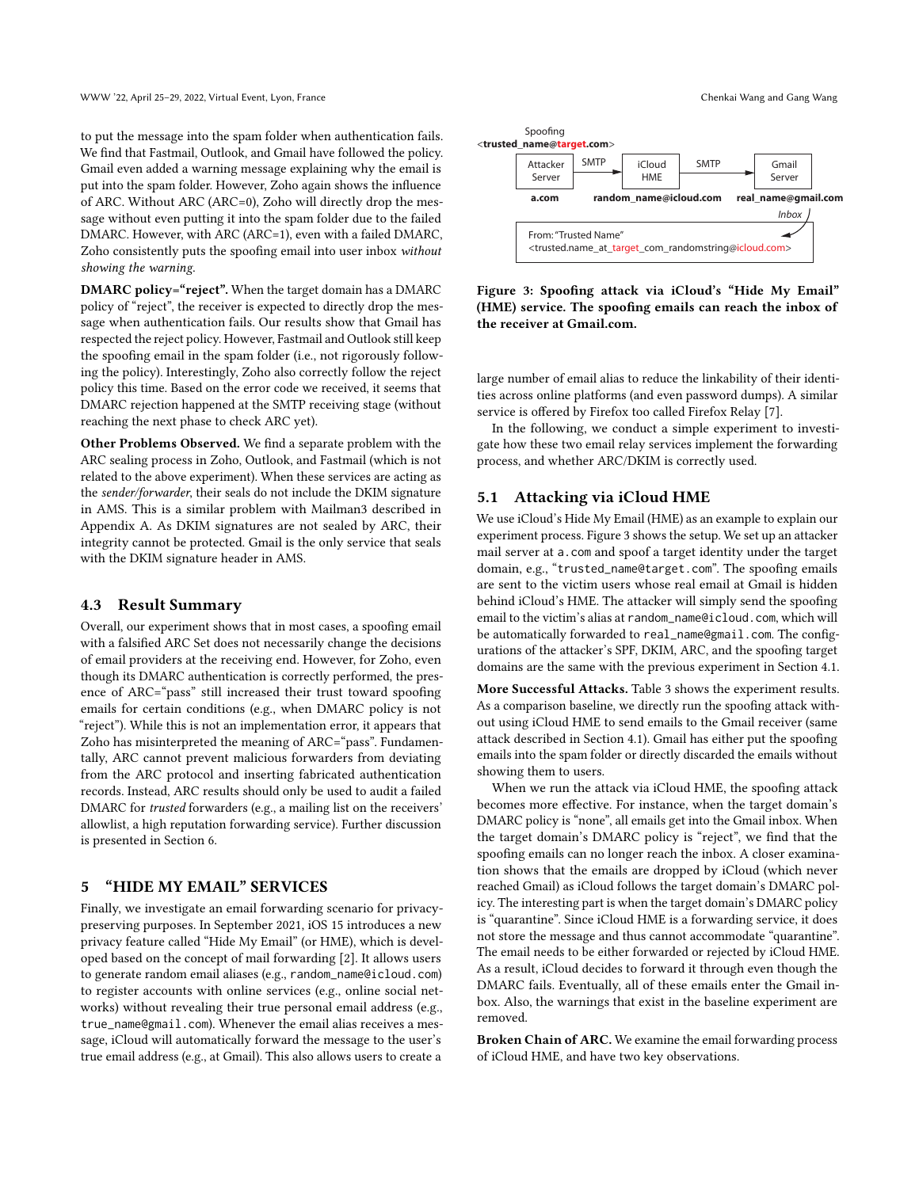to put the message into the spam folder when authentication fails. We find that Fastmail, Outlook, and Gmail have followed the policy. Gmail even added a warning message explaining why the email is put into the spam folder. However, Zoho again shows the influence of ARC. Without ARC (ARC=0), Zoho will directly drop the message without even putting it into the spam folder due to the failed DMARC. However, with ARC (ARC=1), even with a failed DMARC, Zoho consistently puts the spoofing email into user inbox *without showing the warning*.

**DMARC policy="reject".** When the target domain has a DMARC policy of "reject", the receiver is expected to directly drop the message when authentication fails. Our results show that Gmail has respected the reject policy. However, Fastmail and Outlook still keep the spoofing email in the spam folder (i.e., not rigorously following the policy). Interestingly, Zoho also correctly follow the reject policy this time. Based on the error code we received, it seems that DMARC rejection happened at the SMTP receiving stage (without reaching the next phase to check ARC yet).

**Other Problems Observed.** We find a separate problem with the ARC sealing process in Zoho, Outlook, and Fastmail (which is not related to the above experiment). When these services are acting as the *sender/forwarder*, their seals do not include the DKIM signature in AMS. This is a similar problem with Mailman3 described in Appendix A. As DKIM signatures are not sealed by ARC, their integrity cannot be protected. Gmail is the only service that seals with the DKIM signature header in AMS.

## 4.3 Result Summary

Overall, our experiment shows that in most cases, a spoofing email with a falsified ARC Set does not necessarily change the decisions of email providers at the receiving end. However, for Zoho, even though its DMARC authentication is correctly performed, the presence of ARC="pass" still increased their trust toward spoofing emails for certain conditions (e.g., when DMARC policy is not "reject"). While this is not an implementation error, it appears that Zoho has misinterpreted the meaning of ARC="pass". Fundamentally, ARC cannot prevent malicious forwarders from deviating from the ARC protocol and inserting fabricated authentication records. Instead, ARC results should only be used to audit a failed DMARC for *trusted* forwarders (e.g., a mailing list on the receivers' allowlist, a high reputation forwarding service). Further discussion is presented in Section 6.

# 5 "HIDE MY EMAIL" SERVICES

Finally, we investigate an email forwarding scenario for privacy-preserving purposes. In September 2021, iOS 15 introduces a new privacy feature called "Hide My Email" (or HME), which is developed based on the concept of mail forwarding [2]. It allows users to generate random email aliases (e.g., `random_name@icloud.com`) to register accounts with online services (e.g., online social networks) without revealing their true personal email address (e.g., `true_name@gmail.com`). Whenever the email alias receives a message, iCloud will automatically forward the message to the user's true email address (e.g., at Gmail). This also allows users to create a large number of email alias to reduce the linkability of their identities across online platforms (and even password dumps). A similar service is offered by Firefox too called Firefox Relay [7].

Figure 3: Spoofing attack via iCloud's "Hide My Email" (HME) service. The spoofing emails can reach the inbox of the receiver at Gmail.com.

In the following, we conduct a simple experiment to investigate how these two email relay services implement the forwarding process, and whether ARC/DKIM is correctly used.

## 5.1 Attacking via iCloud HME

We use iCloud's Hide My Email (HME) as an example to explain our experiment process. Figure 3 shows the setup. We set up an attacker mail server at `a.com` and spoof a target identity under the target domain, e.g., "`trusted_name@target.com`". The spoofing emails are sent to the victim users whose real email at Gmail is hidden behind iCloud's HME. The attacker will simply send the spoofing email to the victim's alias at `random_name@icloud.com`, which will be automatically forwarded to `real_name@gmail.com`. The configurations of the attacker's SPF, DKIM, ARC, and the spoofing target domains are the same with the previous experiment in Section 4.1.

**More Successful Attacks.** Table 3 shows the experiment results. As a comparison baseline, we directly run the spoofing attack without using iCloud HME to send emails to the Gmail receiver (same attack described in Section 4.1). Gmail has either put the spoofing emails into the spam folder or directly discarded the emails without showing them to users.

When we run the attack via iCloud HME, the spoofing attack becomes more effective. For instance, when the target domain's DMARC policy is "none", all emails get into the Gmail inbox. When the target domain's DMARC policy is "reject", we find that the spoofing emails can no longer reach the inbox. A closer examination shows that the emails are dropped by iCloud (which never reached Gmail) as iCloud follows the target domain's DMARC policy. The interesting part is when the target domain's DMARC policy is "quarantine". Since iCloud HME is a forwarding service, it does not store the message and thus cannot accommodate "quarantine". The email needs to be either forwarded or rejected by iCloud HME. As a result, iCloud decides to forward it through even though the DMARC fails. Eventually, all of these emails enter the Gmail inbox. Also, the warnings that exist in the baseline experiment are removed.

**Broken Chain of ARC.** We examine the email forwarding process of iCloud HME, and have two key observations.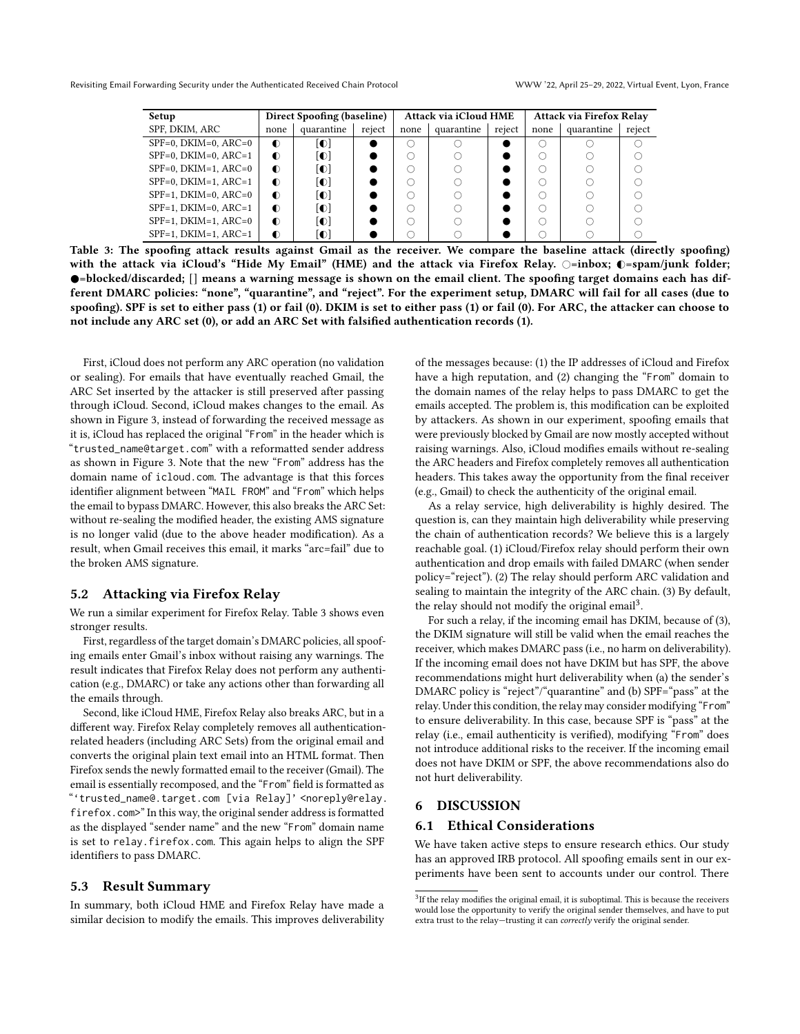| Setup | Direct Spoofing (baseline) | | | Attack via iCloud HME | | | Attack via Firefox Relay | | |
|---|---|---|---|---|---|---|---|---|---|
| SPF, DKIM, ARC | none | quarantine | reject | none | quarantine | reject | none | quarantine | reject |
| SPF=0, DKIM=0, ARC=0 | ◐ | [◐] | ● | ○ | ○ | ● | ○ | ○ | ○ |
| SPF=0, DKIM=0, ARC=1 | ◐ | [◐] | ● | ○ | ○ | ● | ○ | ○ | ○ |
| SPF=0, DKIM=1, ARC=0 | ◐ | [◐] | ● | ○ | ○ | ● | ○ | ○ | ○ |
| SPF=0, DKIM=1, ARC=1 | ◐ | [◐] | ● | ○ | ○ | ● | ○ | ○ | ○ |
| SPF=1, DKIM=0, ARC=0 | ◐ | [◐] | ● | ○ | ○ | ● | ○ | ○ | ○ |
| SPF=1, DKIM=0, ARC=1 | ◐ | [◐] | ● | ○ | ○ | ● | ○ | ○ | ○ |
| SPF=1, DKIM=1, ARC=0 | ◐ | [◐] | ● | ○ | ○ | ● | ○ | ○ | ○ |
| SPF=1, DKIM=1, ARC=1 | ◐ | [◐] | ● | ○ | ○ | ● | ○ | ○ | ○ |

**Table 3: The spoofing attack results against Gmail as the receiver. We compare the baseline attack (directly spoofing) with the attack via iCloud's "Hide My Email" (HME) and the attack via Firefox Relay. ○=inbox; ◐=spam/junk folder; ●=blocked/discarded; [] means a warning message is shown on the email client. The spoofing target domains each has different DMARC policies: "none", "quarantine", and "reject". For the experiment setup, DMARC will fail for all cases (due to spoofing). SPF is set to either pass (1) or fail (0). DKIM is set to either pass (1) or fail (0). For ARC, the attacker can choose to not include any ARC set (0), or add an ARC Set with falsified authentication records (1).**

First, iCloud does not perform any ARC operation (no validation or sealing). For emails that have eventually reached Gmail, the ARC Set inserted by the attacker is still preserved after passing through iCloud. Second, iCloud makes changes to the email. As shown in Figure 3, instead of forwarding the received message as it is, iCloud has replaced the original "From" in the header which is "trusted_name@target.com" with a reformatted sender address as shown in Figure 3. Note that the new "From" address has the domain name of icloud.com. The advantage is that this forces identifier alignment between "MAIL FROM" and "From" which helps the email to bypass DMARC. However, this also breaks the ARC Set: without re-sealing the modified header, the existing AMS signature is no longer valid (due to the above header modification). As a result, when Gmail receives this email, it marks "arc=fail" due to the broken AMS signature.

## 5.2 Attacking via Firefox Relay

We run a similar experiment for Firefox Relay. Table 3 shows even stronger results.

First, regardless of the target domain's DMARC policies, all spoofing emails enter Gmail's inbox without raising any warnings. The result indicates that Firefox Relay does not perform any authentication (e.g., DMARC) or take any actions other than forwarding all the emails through.

Second, like iCloud HME, Firefox Relay also breaks ARC, but in a different way. Firefox Relay completely removes all authentication-related headers (including ARC Sets) from the original email and converts the original plain text email into an HTML format. Then Firefox sends the newly formatted email to the receiver (Gmail). The email is essentially recomposed, and the "From" field is formatted as "'trusted_name@.target.com [via Relay]' <noreply@relay.firefox.com>" In this way, the original sender address is formatted as the displayed "sender name" and the new "From" domain name is set to relay.firefox.com. This again helps to align the SPF identifiers to pass DMARC.

## 5.3 Result Summary

In summary, both iCloud HME and Firefox Relay have made a similar decision to modify the emails. This improves deliverability of the messages because: (1) the IP addresses of iCloud and Firefox have a high reputation, and (2) changing the "From" domain to the domain names of the relay helps to pass DMARC to get the emails accepted. The problem is, this modification can be exploited by attackers. As shown in our experiment, spoofing emails that were previously blocked by Gmail are now mostly accepted without raising warnings. Also, iCloud modifies emails without re-sealing the ARC headers and Firefox completely removes all authentication headers. This takes away the opportunity from the final receiver (e.g., Gmail) to check the authenticity of the original email.

As a relay service, high deliverability is highly desired. The question is, can they maintain high deliverability while preserving the chain of authentication records? We believe this is a largely reachable goal. (1) iCloud/Firefox relay should perform their own authentication and drop emails with failed DMARC (when sender policy="reject"). (2) The relay should perform ARC validation and sealing to maintain the integrity of the ARC chain. (3) By default, the relay should not modify the original email[3].

For such a relay, if the incoming email has DKIM, because of (3), the DKIM signature will still be valid when the email reaches the receiver, which makes DMARC pass (i.e., no harm on deliverability). If the incoming email does not have DKIM but has SPF, the above recommendations might hurt deliverability when (a) the sender's DMARC policy is "reject"/"quarantine" and (b) SPF="pass" at the relay. Under this condition, the relay may consider modifying "From" to ensure deliverability. In this case, because SPF is "pass" at the relay (i.e., email authenticity is verified), modifying "From" does not introduce additional risks to the receiver. If the incoming email does not have DKIM or SPF, the above recommendations also do not hurt deliverability.

# 6 DISCUSSION

## 6.1 Ethical Considerations

We have taken active steps to ensure research ethics. Our study has an approved IRB protocol. All spoofing emails sent in our experiments have been sent to accounts under our control. There

[3]If the relay modifies the original email, it is suboptimal. This is because the receivers would lose the opportunity to verify the original sender themselves, and have to put extra trust to the relay—trusting it can *correctly* verify the original sender.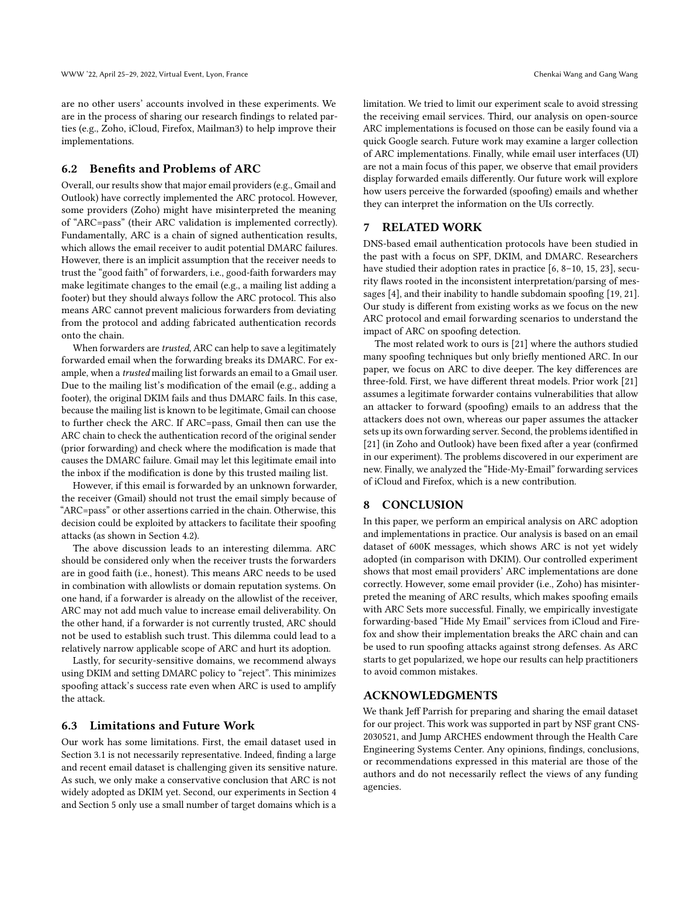are no other users' accounts involved in these experiments. We are in the process of sharing our research findings to related parties (e.g., Zoho, iCloud, Firefox, Mailman3) to help improve their implementations.

### 6.2 Benefits and Problems of ARC

Overall, our results show that major email providers (e.g., Gmail and Outlook) have correctly implemented the ARC protocol. However, some providers (Zoho) might have misinterpreted the meaning of "ARC=pass" (their ARC validation is implemented correctly). Fundamentally, ARC is a chain of signed authentication results, which allows the email receiver to audit potential DMARC failures. However, there is an implicit assumption that the receiver needs to trust the "good faith" of forwarders, i.e., good-faith forwarders may make legitimate changes to the email (e.g., a mailing list adding a footer) but they should always follow the ARC protocol. This also means ARC cannot prevent malicious forwarders from deviating from the protocol and adding fabricated authentication records onto the chain.

When forwarders are *trusted*, ARC can help to save a legitimately forwarded email when the forwarding breaks its DMARC. For example, when a *trusted* mailing list forwards an email to a Gmail user. Due to the mailing list's modification of the email (e.g., adding a footer), the original DKIM fails and thus DMARC fails. In this case, because the mailing list is known to be legitimate, Gmail can choose to further check the ARC. If ARC=pass, Gmail then can use the ARC chain to check the authentication record of the original sender (prior forwarding) and check where the modification is made that causes the DMARC failure. Gmail may let this legitimate email into the inbox if the modification is done by this trusted mailing list.

However, if this email is forwarded by an unknown forwarder, the receiver (Gmail) should not trust the email simply because of "ARC=pass" or other assertions carried in the chain. Otherwise, this decision could be exploited by attackers to facilitate their spoofing attacks (as shown in Section 4.2).

The above discussion leads to an interesting dilemma. ARC should be considered only when the receiver trusts the forwarders are in good faith (i.e., honest). This means ARC needs to be used in combination with allowlists or domain reputation systems. On one hand, if a forwarder is already on the allowlist of the receiver, ARC may not add much value to increase email deliverability. On the other hand, if a forwarder is not currently trusted, ARC should not be used to establish such trust. This dilemma could lead to a relatively narrow applicable scope of ARC and hurt its adoption.

Lastly, for security-sensitive domains, we recommend always using DKIM and setting DMARC policy to "reject". This minimizes spoofing attack's success rate even when ARC is used to amplify the attack.

### 6.3 Limitations and Future Work

Our work has some limitations. First, the email dataset used in Section 3.1 is not necessarily representative. Indeed, finding a large and recent email dataset is challenging given its sensitive nature. As such, we only make a conservative conclusion that ARC is not widely adopted as DKIM yet. Second, our experiments in Section 4 and Section 5 only use a small number of target domains which is a limitation. We tried to limit our experiment scale to avoid stressing the receiving email services. Third, our analysis on open-source ARC implementations is focused on those can be easily found via a quick Google search. Future work may examine a larger collection of ARC implementations. Finally, while email user interfaces (UI) are not a main focus of this paper, we observe that email providers display forwarded emails differently. Our future work will explore how users perceive the forwarded (spoofing) emails and whether they can interpret the information on the UIs correctly.

## 7 RELATED WORK

DNS-based email authentication protocols have been studied in the past with a focus on SPF, DKIM, and DMARC. Researchers have studied their adoption rates in practice [6, 8–10, 15, 23], security flaws rooted in the inconsistent interpretation/parsing of messages [4], and their inability to handle subdomain spoofing [19, 21]. Our study is different from existing works as we focus on the new ARC protocol and email forwarding scenarios to understand the impact of ARC on spoofing detection.

The most related work to ours is [21] where the authors studied many spoofing techniques but only briefly mentioned ARC. In our paper, we focus on ARC to dive deeper. The key differences are three-fold. First, we have different threat models. Prior work [21] assumes a legitimate forwarder contains vulnerabilities that allow an attacker to forward (spoofing) emails to an address that the attackers does not own, whereas our paper assumes the attacker sets up its own forwarding server. Second, the problems identified in [21] (in Zoho and Outlook) have been fixed after a year (confirmed in our experiment). The problems discovered in our experiment are new. Finally, we analyzed the "Hide-My-Email" forwarding services of iCloud and Firefox, which is a new contribution.

## 8 CONCLUSION

In this paper, we perform an empirical analysis on ARC adoption and implementations in practice. Our analysis is based on an email dataset of 600K messages, which shows ARC is not yet widely adopted (in comparison with DKIM). Our controlled experiment shows that most email providers' ARC implementations are done correctly. However, some email provider (i.e., Zoho) has misinterpreted the meaning of ARC results, which makes spoofing emails with ARC Sets more successful. Finally, we empirically investigate forwarding-based "Hide My Email" services from iCloud and Firefox and show their implementation breaks the ARC chain and can be used to run spoofing attacks against strong defenses. As ARC starts to get popularized, we hope our results can help practitioners to avoid common mistakes.

## ACKNOWLEDGMENTS

We thank Jeff Parrish for preparing and sharing the email dataset for our project. This work was supported in part by NSF grant CNS-2030521, and Jump ARCHES endowment through the Health Care Engineering Systems Center. Any opinions, findings, conclusions, or recommendations expressed in this material are those of the authors and do not necessarily reflect the views of any funding agencies.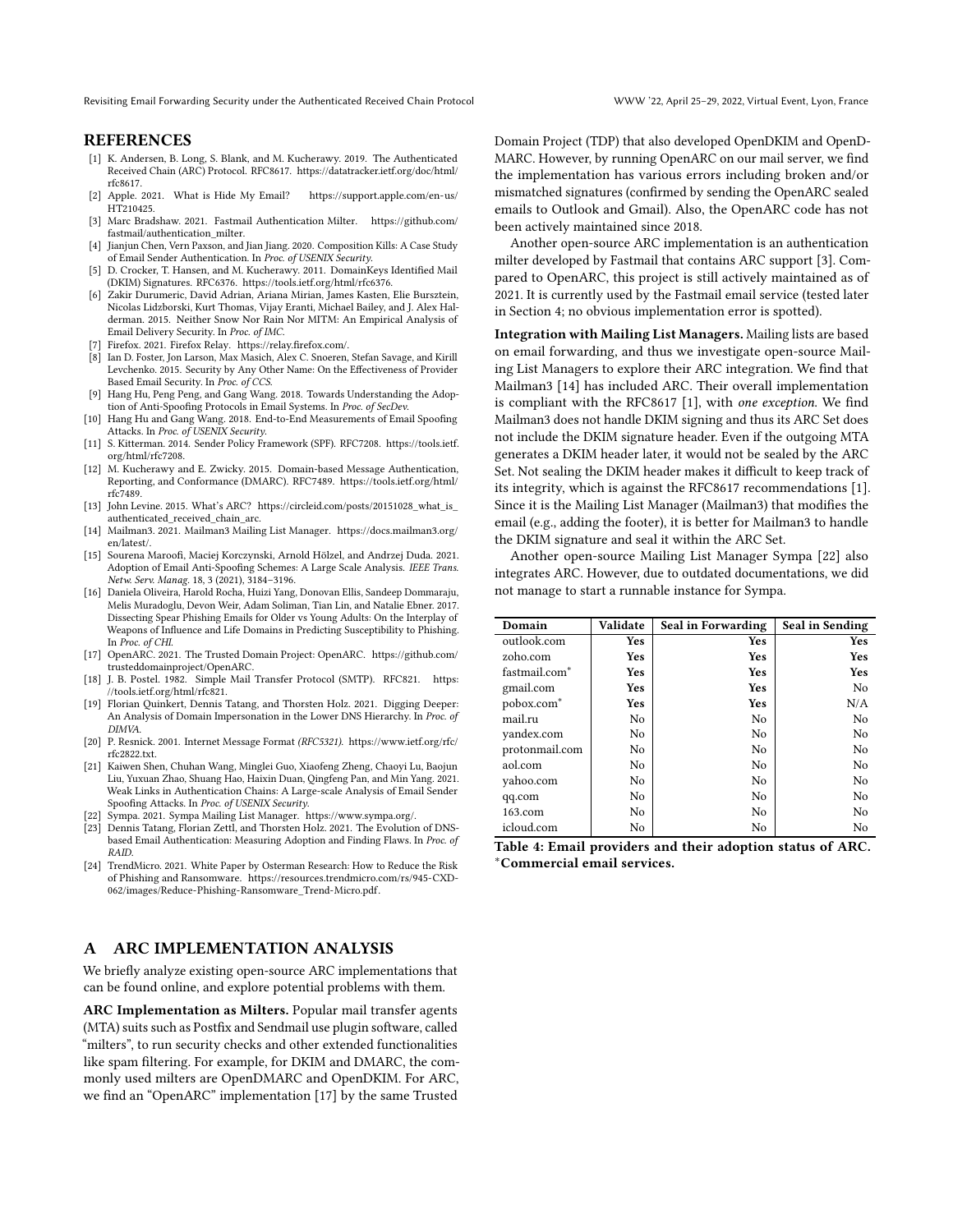## REFERENCES

- [1] K. Andersen, B. Long, S. Blank, and M. Kucherawy. 2019. The Authenticated Received Chain (ARC) Protocol. RFC8617. https://datatracker.ietf.org/doc/html/rfc8617.
- [2] Apple. 2021. What is Hide My Email? https://support.apple.com/en-us/HT210425.
- [3] Marc Bradshaw. 2021. Fastmail Authentication Milter. https://github.com/fastmail/authentication_milter.
- [4] Jianjun Chen, Vern Paxson, and Jian Jiang. 2020. Composition Kills: A Case Study of Email Sender Authentication. In *Proc. of USENIX Security*.
- [5] D. Crocker, T. Hansen, and M. Kucherawy. 2011. DomainKeys Identified Mail (DKIM) Signatures. RFC6376. https://tools.ietf.org/html/rfc6376.
- [6] Zakir Durumeric, David Adrian, Ariana Mirian, James Kasten, Elie Bursztein, Nicolas Lidzborski, Kurt Thomas, Vijay Eranti, Michael Bailey, and J. Alex Halderman. 2015. Neither Snow Nor Rain Nor MITM: An Empirical Analysis of Email Delivery Security. In *Proc. of IMC*.
- [7] Firefox. 2021. Firefox Relay. https://relay.firefox.com/.
- [8] Ian D. Foster, Jon Larson, Max Masich, Alex C. Snoeren, Stefan Savage, and Kirill Levchenko. 2015. Security by Any Other Name: On the Effectiveness of Provider Based Email Security. In *Proc. of CCS*.
- [9] Hang Hu, Peng Peng, and Gang Wang. 2018. Towards Understanding the Adoption of Anti-Spoofing Protocols in Email Systems. In *Proc. of SecDev*.
- [10] Hang Hu and Gang Wang. 2018. End-to-End Measurements of Email Spoofing Attacks. In *Proc. of USENIX Security*.
- [11] S. Kitterman. 2014. Sender Policy Framework (SPF). RFC7208. https://tools.ietf.org/html/rfc7208.
- [12] M. Kucherawy and E. Zwicky. 2015. Domain-based Message Authentication, Reporting, and Conformance (DMARC). RFC7489. https://tools.ietf.org/html/rfc7489.
- [13] John Levine. 2015. What's ARC? https://circleid.com/posts/20151028_what_is_authenticated_received_chain_arc.
- [14] Mailman3. 2021. Mailman3 Mailing List Manager. https://docs.mailman3.org/en/latest/.
- [15] Sourena Maroofi, Maciej Korczynski, Arnold Hölzel, and Andrzej Duda. 2021. Adoption of Email Anti-Spoofing Schemes: A Large Scale Analysis. *IEEE Trans. Netw. Serv. Manag.* 18, 3 (2021), 3184–3196.
- [16] Daniela Oliveira, Harold Rocha, Huizi Yang, Donovan Ellis, Sandeep Dommaraju, Melis Muradoglu, Devon Weir, Adam Soliman, Tian Lin, and Natalie Ebner. 2017. Dissecting Spear Phishing Emails for Older vs Young Adults: On the Interplay of Weapons of Influence and Life Domains in Predicting Susceptibility to Phishing. In *Proc. of CHI*.
- [17] OpenARC. 2021. The Trusted Domain Project: OpenARC. https://github.com/trusteddomainproject/OpenARC.
- [18] J. B. Postel. 1982. Simple Mail Transfer Protocol (SMTP). RFC821. https://tools.ietf.org/html/rfc821.
- [19] Florian Quinkert, Dennis Tatang, and Thorsten Holz. 2021. Digging Deeper: An Analysis of Domain Impersonation in the Lower DNS Hierarchy. In *Proc. of DIMVA*.
- [20] P. Resnick. 2001. Internet Message Format *(RFC5321)*. https://www.ietf.org/rfc/rfc2822.txt.
- [21] Kaiwen Shen, Chuhan Wang, Minglei Guo, Xiaofeng Zheng, Chaoyi Lu, Baojun Liu, Yuxuan Zhao, Shuang Hao, Haixin Duan, Qingfeng Pan, and Min Yang. 2021. Weak Links in Authentication Chains: A Large-scale Analysis of Email Sender Spoofing Attacks. In *Proc. of USENIX Security*.
- [22] Sympa. 2021. Sympa Mailing List Manager. https://www.sympa.org/.
- [23] Dennis Tatang, Florian Zettl, and Thorsten Holz. 2021. The Evolution of DNS-based Email Authentication: Measuring Adoption and Finding Flaws. In *Proc. of RAID*.
- [24] TrendMicro. 2021. White Paper by Osterman Research: How to Reduce the Risk of Phishing and Ransomware. https://resources.trendmicro.com/rs/945-CXD-062/images/Reduce-Phishing-Ransomware_Trend-Micro.pdf.

## A ARC IMPLEMENTATION ANALYSIS

We briefly analyze existing open-source ARC implementations that can be found online, and explore potential problems with them.

**ARC Implementation as Milters.** Popular mail transfer agents (MTA) suits such as Postfix and Sendmail use plugin software, called "milters", to run security checks and other extended functionalities like spam filtering. For example, for DKIM and DMARC, the commonly used milters are OpenDMARC and OpenDKIM. For ARC, we find an "OpenARC" implementation [17] by the same Trusted Domain Project (TDP) that also developed OpenDKIM and OpenDMARC. However, by running OpenARC on our mail server, we find the implementation has various errors including broken and/or mismatched signatures (confirmed by sending the OpenARC sealed emails to Outlook and Gmail). Also, the OpenARC code has not been actively maintained since 2018.

Another open-source ARC implementation is an authentication milter developed by Fastmail that contains ARC support [3]. Compared to OpenARC, this project is still actively maintained as of 2021. It is currently used by the Fastmail email service (tested later in Section 4; no obvious implementation error is spotted).

**Integration with Mailing List Managers.** Mailing lists are based on email forwarding, and thus we investigate open-source Mailing List Managers to explore their ARC integration. We find that Mailman3 [14] has included ARC. Their overall implementation is compliant with the RFC8617 [1], with *one exception.* We find Mailman3 does not handle DKIM signing and thus its ARC Set does not include the DKIM signature header. Even if the outgoing MTA generates a DKIM header later, it would not be sealed by the ARC Set. Not sealing the DKIM header makes it difficult to keep track of its integrity, which is against the RFC8617 recommendations [1]. Since it is the Mailing List Manager (Mailman3) that modifies the email (e.g., adding the footer), it is better for Mailman3 to handle the DKIM signature and seal it within the ARC Set.

Another open-source Mailing List Manager Sympa [22] also integrates ARC. However, due to outdated documentations, we did not manage to start a runnable instance for Sympa.

| Domain | Validate | Seal in Forwarding | Seal in Sending |
|---|---|---|---|
| outlook.com | **Yes** | **Yes** | **Yes** |
| zoho.com | **Yes** | **Yes** | **Yes** |
| fastmail.com* | **Yes** | **Yes** | **Yes** |
| gmail.com | **Yes** | **Yes** | No |
| pobox.com* | **Yes** | **Yes** | N/A |
| mail.ru | No | No | No |
| yandex.com | No | No | No |
| protonmail.com | No | No | No |
| aol.com | No | No | No |
| yahoo.com | No | No | No |
| qq.com | No | No | No |
| 163.com | No | No | No |
| icloud.com | No | No | No |

**Table 4: Email providers and their adoption status of ARC. \*Commercial email services.**